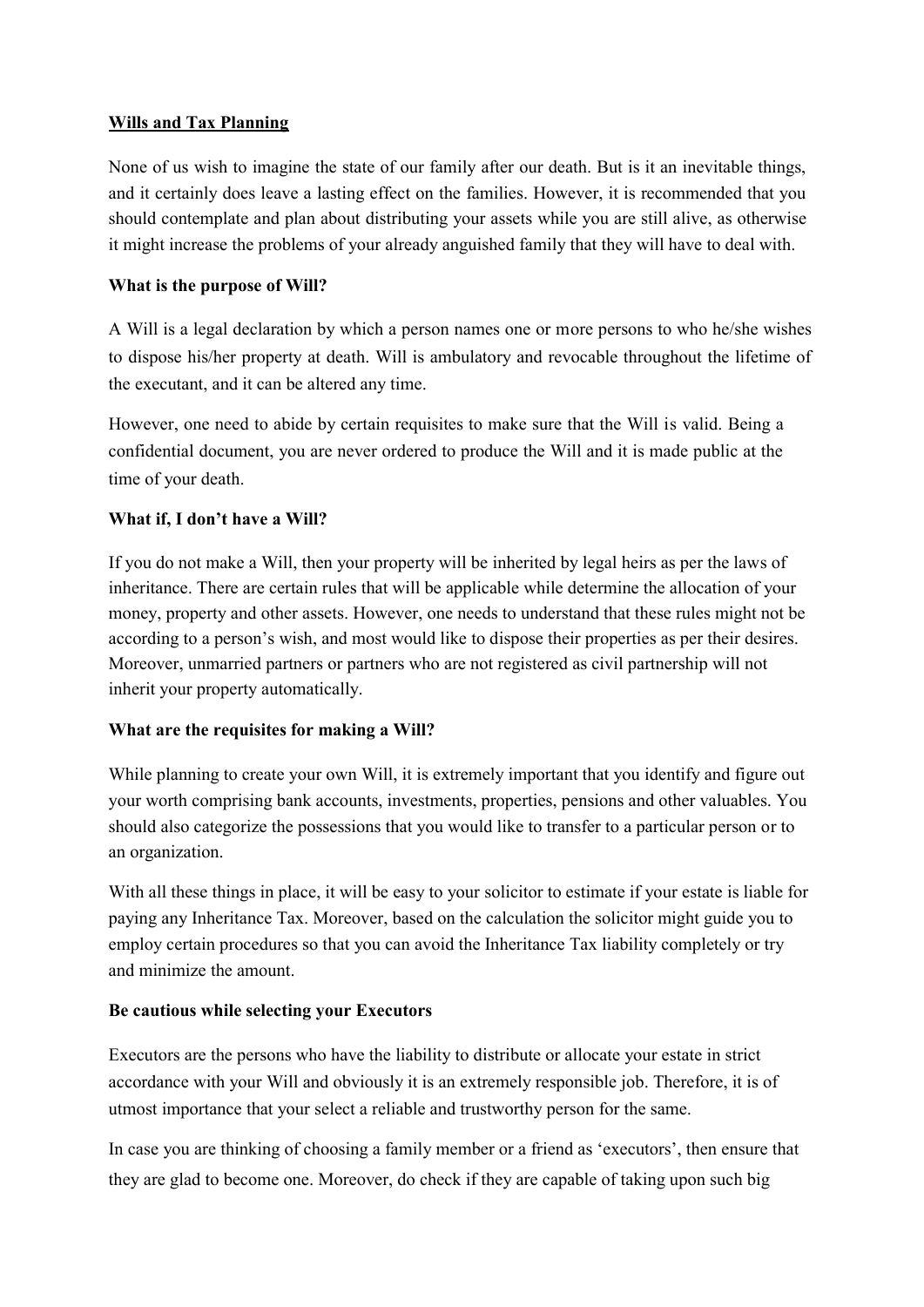**Wills and Tax Planning**

None of us wish to imagine the state of our family after our death. But is it an inevitable things, and it certainly does leave a lasting effect on the families. However, it is recommended that you should contemplate and plan about distributing your assets while you are still alive, as otherwise it might increase the problems of your already anguished family that they will have to deal with.

**What is the purpose of Will?**

A Will is a legal declaration by which a person names one or more persons to who he/she wishes to dispose his/her property at death. Will is ambulatory and revocable throughout the lifetime of the executant, and it can be altered any time.

However, one need to abide by certain requisites to make sure that the Will is valid. Being a confidential document, you are never ordered to produce the Will and it is made public at the time of your death.

**What if, I don't have a Will?**

If you do not make a Will, then your property will be inherited by legal heirs as per the laws of inheritance. There are certain rules that will be applicable while determine the allocation of your money, property and other assets. However, one needs to understand that these rules might not be according to a person's wish, and most would like to dispose their properties as per their desires. Moreover, unmarried partners or partners who are not registered as civil partnership will not inherit your property automatically.

**What are the requisites for making a Will?**

While planning to create your own Will, it is extremely important that you identify and figure out your worth comprising bank accounts, investments, properties, pensions and other valuables. You should also categorize the possessions that you would like to transfer to a particular person or to an organization.

With all these things in place, it will be easy to your solicitor to estimate if your estate is liable for paying any Inheritance Tax. Moreover, based on the calculation the solicitor might guide you to employ certain procedures so that you can avoid the Inheritance Tax liability completely or try and minimize the amount.

**Be cautious while selecting your Executors**

Executors are the persons who have the liability to distribute or allocate your estate in strict accordance with your Will and obviously it is an extremely responsible job. Therefore, it is of utmost importance that your select a reliable and trustworthy person for the same.

In case you are thinking of choosing a family member or a friend as 'executors', then ensure that they are glad to become one. Moreover, do check if they are capable of taking upon such big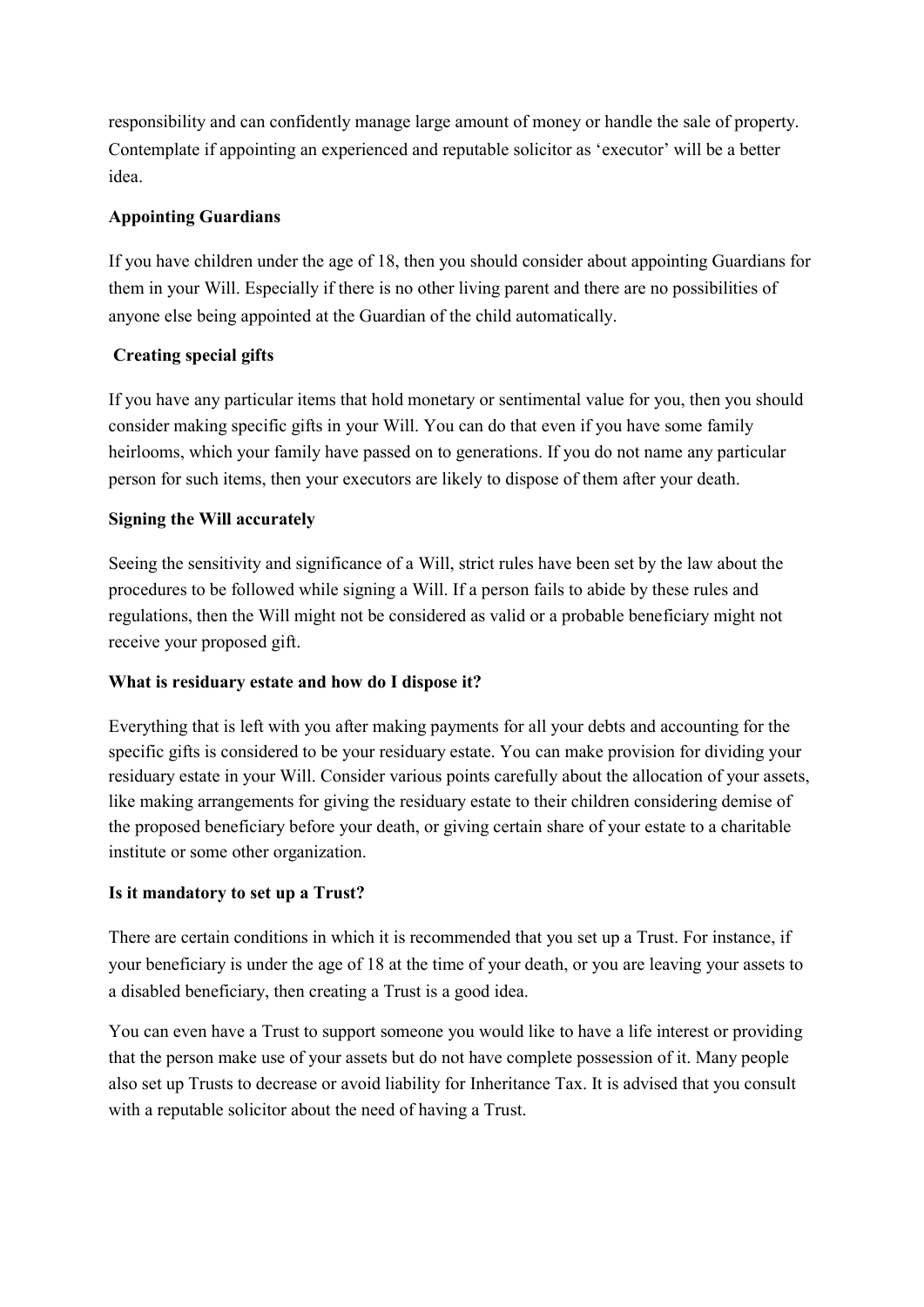responsibility and can confidently manage large amount of money or handle the sale of property. Contemplate if appointing an experienced and reputable solicitor as 'executor' will be a better idea.

**Appointing Guardians**

If you have children under the age of 18, then you should consider about appointing Guardians for them in your Will. Especially if there is no other living parent and there are no possibilities of anyone else being appointed at the Guardian of the child automatically.

**Creating special gifts**

If you have any particular items that hold monetary or sentimental value for you, then you should consider making specific gifts in your Will. You can do that even if you have some family heirlooms, which your family have passed on to generations. If you do not name any particular person for such items, then your executors are likely to dispose of them after your death.

**Signing the Will accurately**

Seeing the sensitivity and significance of a Will, strict rules have been set by the law about the procedures to be followed while signing a Will. If a person fails to abide by these rules and regulations, then the Will might not be considered as valid or a probable beneficiary might not receive your proposed gift.

**What is residuary estate and how do I dispose it?**

Everything that is left with you after making payments for all your debts and accounting for the specific gifts is considered to be your residuary estate. You can make provision for dividing your residuary estate in your Will. Consider various points carefully about the allocation of your assets, like making arrangements for giving the residuary estate to their children considering demise of the proposed beneficiary before your death, or giving certain share of your estate to a charitable institute or some other organization.

**Is it mandatory to set up a Trust?**

There are certain conditions in which it is recommended that you set up a Trust. For instance, if your beneficiary is under the age of 18 at the time of your death, or you are leaving your assets to a disabled beneficiary, then creating a Trust is a good idea.

You can even have a Trust to support someone you would like to have a life interest or providing that the person make use of your assets but do not have complete possession of it. Many people also set up Trusts to decrease or avoid liability for Inheritance Tax. It is advised that you consult with a reputable solicitor about the need of having a Trust.